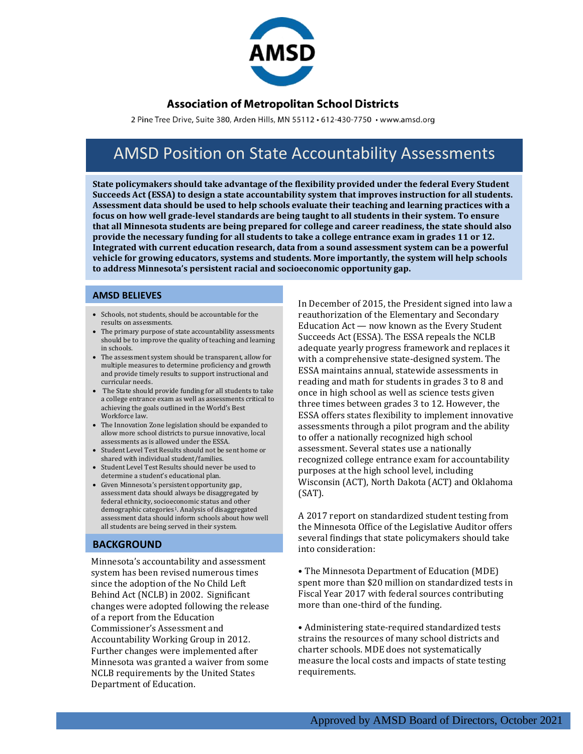# Association of Metropolitan School Districts

2 Pine Tree Drive, Suite 380, Arden Hills, MN 55112 • 612-430-7750 • www.amsd.org

## AMSD Position on State Accountability Assessments

**State policymakers should take advantage of the flexibility provided under the federal Every Student Succeeds Act (ESSA) to design a state accountability system that improves instruction for all students. Assessment data should be used to help schools evaluate their teaching and learning practices with a focus on how well grade-level standards are being taught to all students in their system. To ensure that all Minnesota students are being prepared for college and career readiness, the state should also provide the necessary funding for all students to take a college entrance exam in grades 11 or 12. Integrated with current education research, data from a sound assessment system can be a powerful vehicle for growing educators, systems and students. More importantly, the system will help schools to address Minnesota's persistent racial and socioeconomic opportunity gap.**

### AMSD BELIEVES

- Schools, not students, should be accountable for the results on assessments.
- The primary purpose of state accountability assessments should be to improve the quality of teaching and learning in schools.
- The assessment system should be transparent, allow for multiple measures to determine proficiency and growth and provide timely results to support instructional and curricular needs.
- The State should provide funding for all students to take a college entrance exam as well as assessments critical to achieving the goals outlined in the World's Best Workforce law.
- The Innovation Zone legislation should be expanded to allow more school districts to pursue innovative, local assessments as is allowed under the ESSA.
- Student Level Test Results should not be sent home or shared with individual student/families.
- Student Level Test Results should never be used to determine a student's educational plan.
- Given Minnesota's persistent opportunity gap, assessment data should always be disaggregated by federal ethnicity, socioeconomic status and other demographic categories[1]. Analysis of disaggregated assessment data should inform schools about how well all students are being served in their system.

### BACKGROUND

Minnesota's accountability and assessment system has been revised numerous times since the adoption of the No Child Left Behind Act (NCLB) in 2002. Significant changes were adopted following the release of a report from the Education Commissioner's Assessment and Accountability Working Group in 2012. Further changes were implemented after Minnesota was granted a waiver from some NCLB requirements by the United States Department of Education.

In December of 2015, the President signed into law a reauthorization of the Elementary and Secondary Education Act — now known as the Every Student Succeeds Act (ESSA). The ESSA repeals the NCLB adequate yearly progress framework and replaces it with a comprehensive state-designed system. The ESSA maintains annual, statewide assessments in reading and math for students in grades 3 to 8 and once in high school as well as science tests given three times between grades 3 to 12. However, the ESSA offers states flexibility to implement innovative assessments through a pilot program and the ability to offer a nationally recognized high school assessment. Several states use a nationally recognized college entrance exam for accountability purposes at the high school level, including Wisconsin (ACT), North Dakota (ACT) and Oklahoma (SAT).

A 2017 report on standardized student testing from the Minnesota Office of the Legislative Auditor offers several findings that state policymakers should take into consideration:

- The Minnesota Department of Education (MDE) spent more than $20 million on standardized tests in Fiscal Year 2017 with federal sources contributing more than one-third of the funding.

- Administering state-required standardized tests strains the resources of many school districts and charter schools. MDE does not systematically measure the local costs and impacts of state testing requirements.

Approved by AMSD Board of Directors, October 2021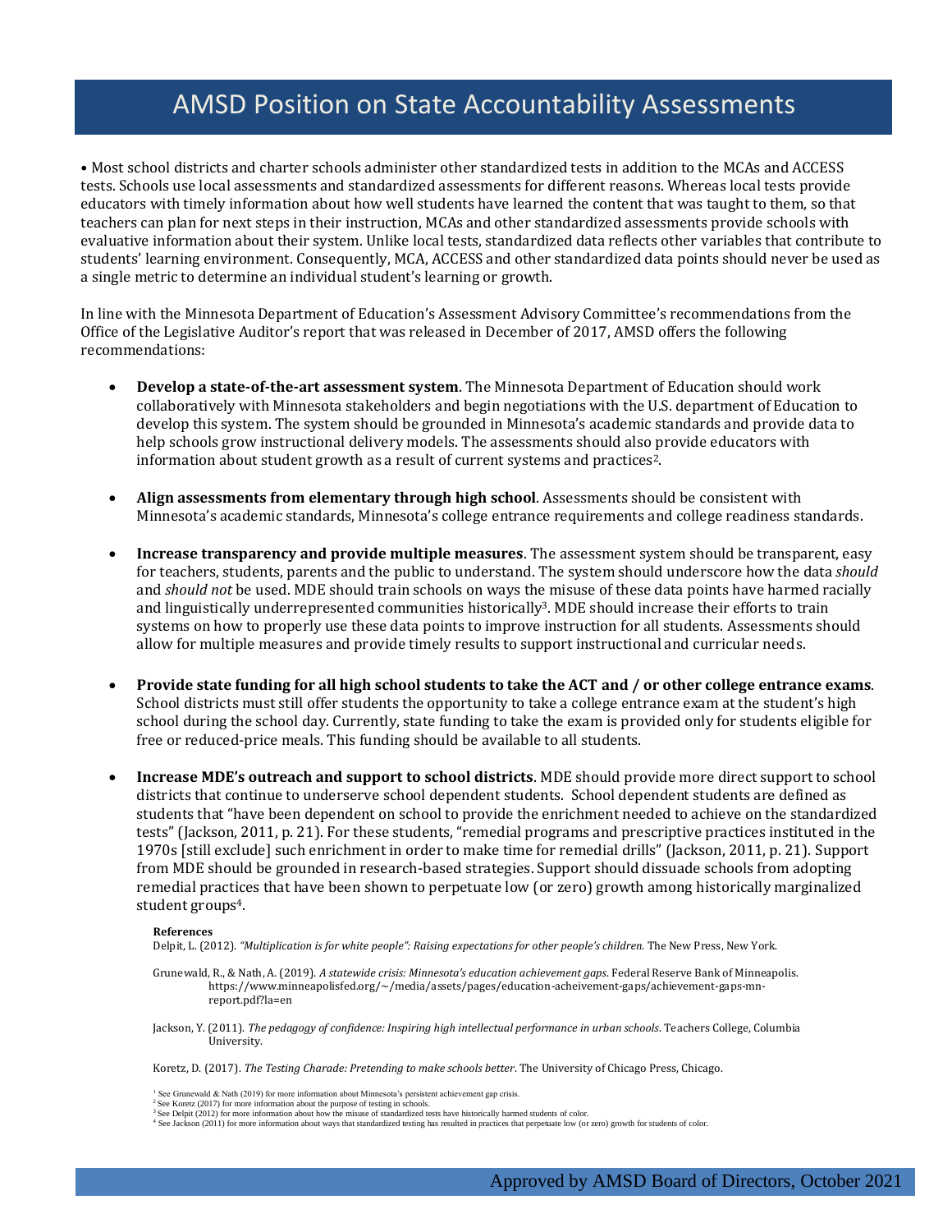# AMSD Position on State Accountability Assessments

• Most school districts and charter schools administer other standardized tests in addition to the MCAs and ACCESS tests. Schools use local assessments and standardized assessments for different reasons. Whereas local tests provide educators with timely information about how well students have learned the content that was taught to them, so that teachers can plan for next steps in their instruction, MCAs and other standardized assessments provide schools with evaluative information about their system. Unlike local tests, standardized data reflects other variables that contribute to students' learning environment. Consequently, MCA, ACCESS and other standardized data points should never be used as a single metric to determine an individual student's learning or growth.

In line with the Minnesota Department of Education's Assessment Advisory Committee's recommendations from the Office of the Legislative Auditor's report that was released in December of 2017, AMSD offers the following recommendations:

- **Develop a state-of-the-art assessment system**. The Minnesota Department of Education should work collaboratively with Minnesota stakeholders and begin negotiations with the U.S. department of Education to develop this system. The system should be grounded in Minnesota's academic standards and provide data to help schools grow instructional delivery models. The assessments should also provide educators with information about student growth as a result of current systems and practices[2].

- **Align assessments from elementary through high school**. Assessments should be consistent with Minnesota's academic standards, Minnesota's college entrance requirements and college readiness standards.

- **Increase transparency and provide multiple measures**. The assessment system should be transparent, easy for teachers, students, parents and the public to understand. The system should underscore how the data *should* and *should not* be used. MDE should train schools on ways the misuse of these data points have harmed racially and linguistically underrepresented communities historically[3]. MDE should increase their efforts to train systems on how to properly use these data points to improve instruction for all students. Assessments should allow for multiple measures and provide timely results to support instructional and curricular needs.

- **Provide state funding for all high school students to take the ACT and / or other college entrance exams**. School districts must still offer students the opportunity to take a college entrance exam at the student's high school during the school day. Currently, state funding to take the exam is provided only for students eligible for free or reduced-price meals. This funding should be available to all students.

- **Increase MDE's outreach and support to school districts**. MDE should provide more direct support to school districts that continue to underserve school dependent students. School dependent students are defined as students that "have been dependent on school to provide the enrichment needed to achieve on the standardized tests" (Jackson, 2011, p. 21). For these students, "remedial programs and prescriptive practices instituted in the 1970s [still exclude] such enrichment in order to make time for remedial drills" (Jackson, 2011, p. 21). Support from MDE should be grounded in research-based strategies. Support should dissuade schools from adopting remedial practices that have been shown to perpetuate low (or zero) growth among historically marginalized student groups[4].

**References**

Delpit, L. (2012). *"Multiplication is for white people": Raising expectations for other people's children.* The New Press, New York.

Grunewald, R., & Nath, A. (2019). *A statewide crisis: Minnesota's education achievement gaps*. Federal Reserve Bank of Minneapolis. https://www.minneapolisfed.org/~/media/assets/pages/education-acheivement-gaps/achievement-gaps-mn-report.pdf?la=en

Jackson, Y. (2011). *The pedagogy of confidence: Inspiring high intellectual performance in urban schools*. Teachers College, Columbia University.

Koretz, D. (2017). *The Testing Charade: Pretending to make schools better*. The University of Chicago Press, Chicago.

[1] See Grunewald & Nath (2019) for more information about Minnesota's persistent achievement gap crisis.
[2] See Koretz (2017) for more information about the purpose of testing in schools.
[3] See Delpit (2012) for more information about how the misuse of standardized tests have historically harmed students of color.
[4] See Jackson (2011) for more information about ways that standardized testing has resulted in practices that perpetuate low (or zero) growth for students of color.

Approved by AMSD Board of Directors, October 2021